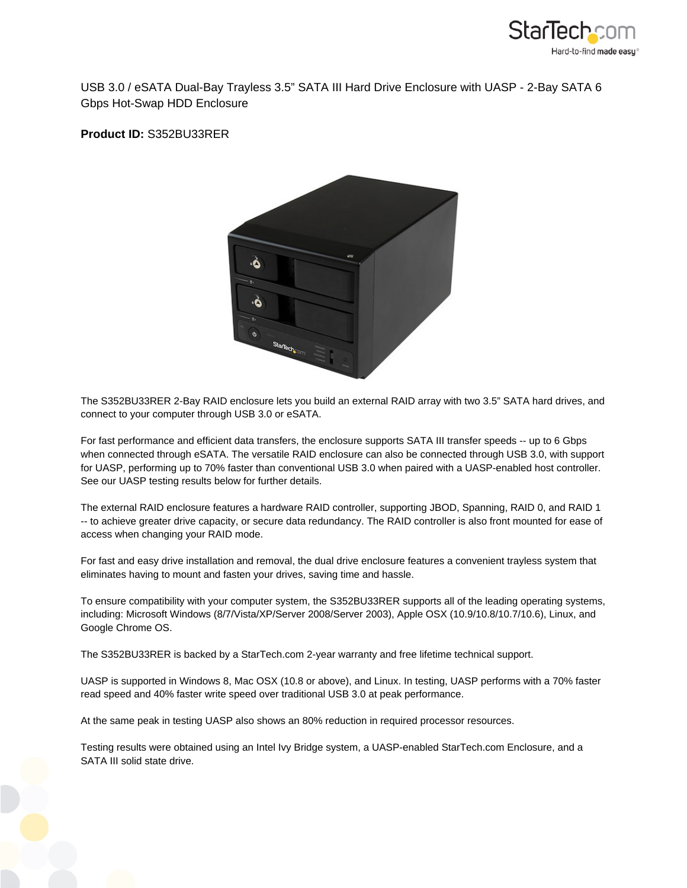USB 3.0 / eSATA Dual-Bay Trayless 3.5" SATA III Hard Drive Enclosure with UASP - 2-Bay SATA 6 Gbps Hot-Swap HDD Enclosure

**Product ID:** S352BU33RER

The S352BU33RER 2-Bay RAID enclosure lets you build an external RAID array with two 3.5" SATA hard drives, and connect to your computer through USB 3.0 or eSATA.

For fast performance and efficient data transfers, the enclosure supports SATA III transfer speeds -- up to 6 Gbps when connected through eSATA. The versatile RAID enclosure can also be connected through USB 3.0, with support for UASP, performing up to 70% faster than conventional USB 3.0 when paired with a UASP-enabled host controller. See our UASP testing results below for further details.

The external RAID enclosure features a hardware RAID controller, supporting JBOD, Spanning, RAID 0, and RAID 1 -- to achieve greater drive capacity, or secure data redundancy. The RAID controller is also front mounted for ease of access when changing your RAID mode.

For fast and easy drive installation and removal, the dual drive enclosure features a convenient trayless system that eliminates having to mount and fasten your drives, saving time and hassle.

To ensure compatibility with your computer system, the S352BU33RER supports all of the leading operating systems, including: Microsoft Windows (8/7/Vista/XP/Server 2008/Server 2003), Apple OSX (10.9/10.8/10.7/10.6), Linux, and Google Chrome OS.

The S352BU33RER is backed by a StarTech.com 2-year warranty and free lifetime technical support.

UASP is supported in Windows 8, Mac OSX (10.8 or above), and Linux. In testing, UASP performs with a 70% faster read speed and 40% faster write speed over traditional USB 3.0 at peak performance.

At the same peak in testing UASP also shows an 80% reduction in required processor resources.

Testing results were obtained using an Intel Ivy Bridge system, a UASP-enabled StarTech.com Enclosure, and a SATA III solid state drive.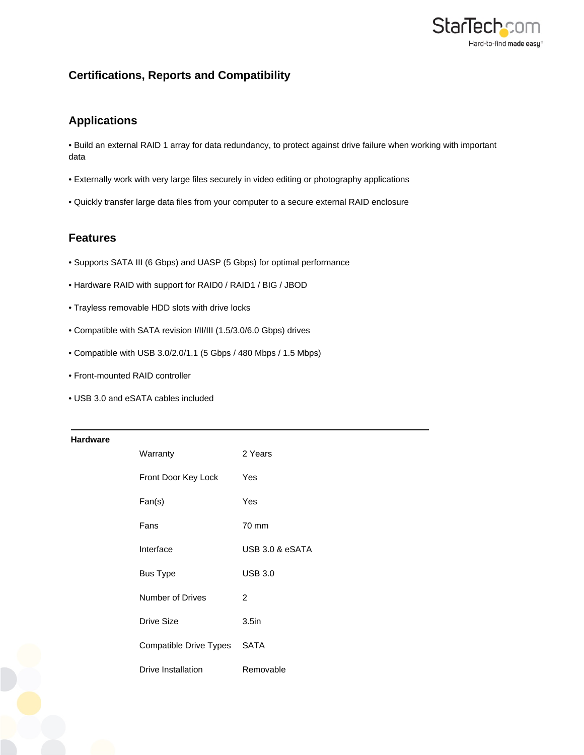## Certifications, Reports and Compatibility

## Applications

• Build an external RAID 1 array for data redundancy, to protect against drive failure when working with important data

• Externally work with very large files securely in video editing or photography applications

• Quickly transfer large data files from your computer to a secure external RAID enclosure

## Features

• Supports SATA III (6 Gbps) and UASP (5 Gbps) for optimal performance

• Hardware RAID with support for RAID0 / RAID1 / BIG / JBOD

• Trayless removable HDD slots with drive locks

• Compatible with SATA revision I/II/III (1.5/3.0/6.0 Gbps) drives

• Compatible with USB 3.0/2.0/1.1 (5 Gbps / 480 Mbps / 1.5 Mbps)

• Front-mounted RAID controller

• USB 3.0 and eSATA cables included

| Hardware | | |
|---|---|---|
| | Warranty | 2 Years |
| | Front Door Key Lock | Yes |
| | Fan(s) | Yes |
| | Fans | 70 mm |
| | Interface | USB 3.0 & eSATA |
| | Bus Type | USB 3.0 |
| | Number of Drives | 2 |
| | Drive Size | 3.5in |
| | Compatible Drive Types | SATA |
| | Drive Installation | Removable |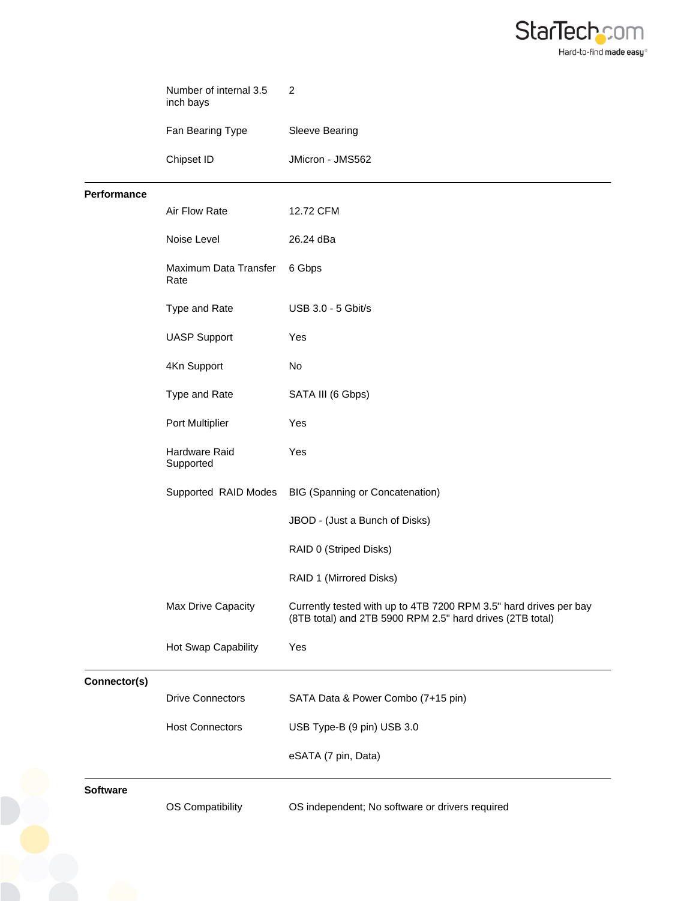| | | |
|---|---|---|
| | Number of internal 3.5 inch bays | 2 |
| | Fan Bearing Type | Sleeve Bearing |
| | Chipset ID | JMicron - JMS562 |
| **Performance** | | |
| | Air Flow Rate | 12.72 CFM |
| | Noise Level | 26.24 dBa |
| | Maximum Data Transfer Rate | 6 Gbps |
| | Type and Rate | USB 3.0 - 5 Gbit/s |
| | UASP Support | Yes |
| | 4Kn Support | No |
| | Type and Rate | SATA III (6 Gbps) |
| | Port Multiplier | Yes |
| | Hardware Raid Supported | Yes |
| | Supported RAID Modes | BIG (Spanning or Concatenation) |
| | | JBOD - (Just a Bunch of Disks) |
| | | RAID 0 (Striped Disks) |
| | | RAID 1 (Mirrored Disks) |
| | Max Drive Capacity | Currently tested with up to 4TB 7200 RPM 3.5" hard drives per bay (8TB total) and 2TB 5900 RPM 2.5" hard drives (2TB total) |
| | Hot Swap Capability | Yes |
| **Connector(s)** | | |
| | Drive Connectors | SATA Data & Power Combo (7+15 pin) |
| | Host Connectors | USB Type-B (9 pin) USB 3.0 |
| | | eSATA (7 pin, Data) |
| **Software** | | |
| | OS Compatibility | OS independent; No software or drivers required |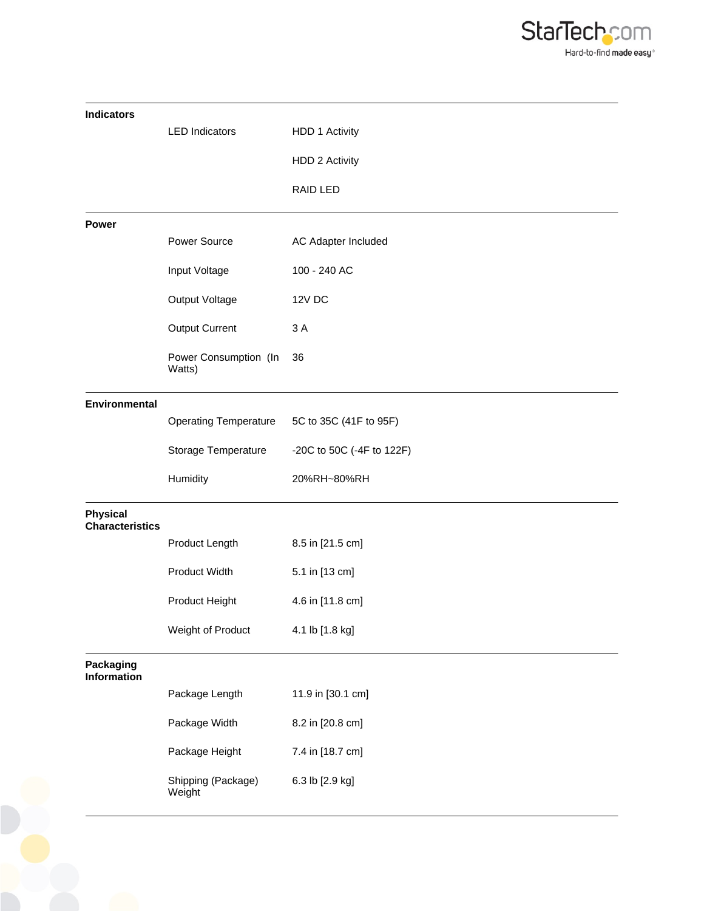| | | |
|---|---|---|
| **Indicators** | | |
| | LED Indicators | HDD 1 Activity |
| | | HDD 2 Activity |
| | | RAID LED |
| **Power** | | |
| | Power Source | AC Adapter Included |
| | Input Voltage | 100 - 240 AC |
| | Output Voltage | 12V DC |
| | Output Current | 3 A |
| | Power Consumption (In Watts) | 36 |
| **Environmental** | | |
| | Operating Temperature | 5C to 35C (41F to 95F) |
| | Storage Temperature | -20C to 50C (-4F to 122F) |
| | Humidity | 20%RH~80%RH |
| **Physical Characteristics** | | |
| | Product Length | 8.5 in [21.5 cm] |
| | Product Width | 5.1 in [13 cm] |
| | Product Height | 4.6 in [11.8 cm] |
| | Weight of Product | 4.1 lb [1.8 kg] |
| **Packaging Information** | | |
| | Package Length | 11.9 in [30.1 cm] |
| | Package Width | 8.2 in [20.8 cm] |
| | Package Height | 7.4 in [18.7 cm] |
| | Shipping (Package) Weight | 6.3 lb [2.9 kg] |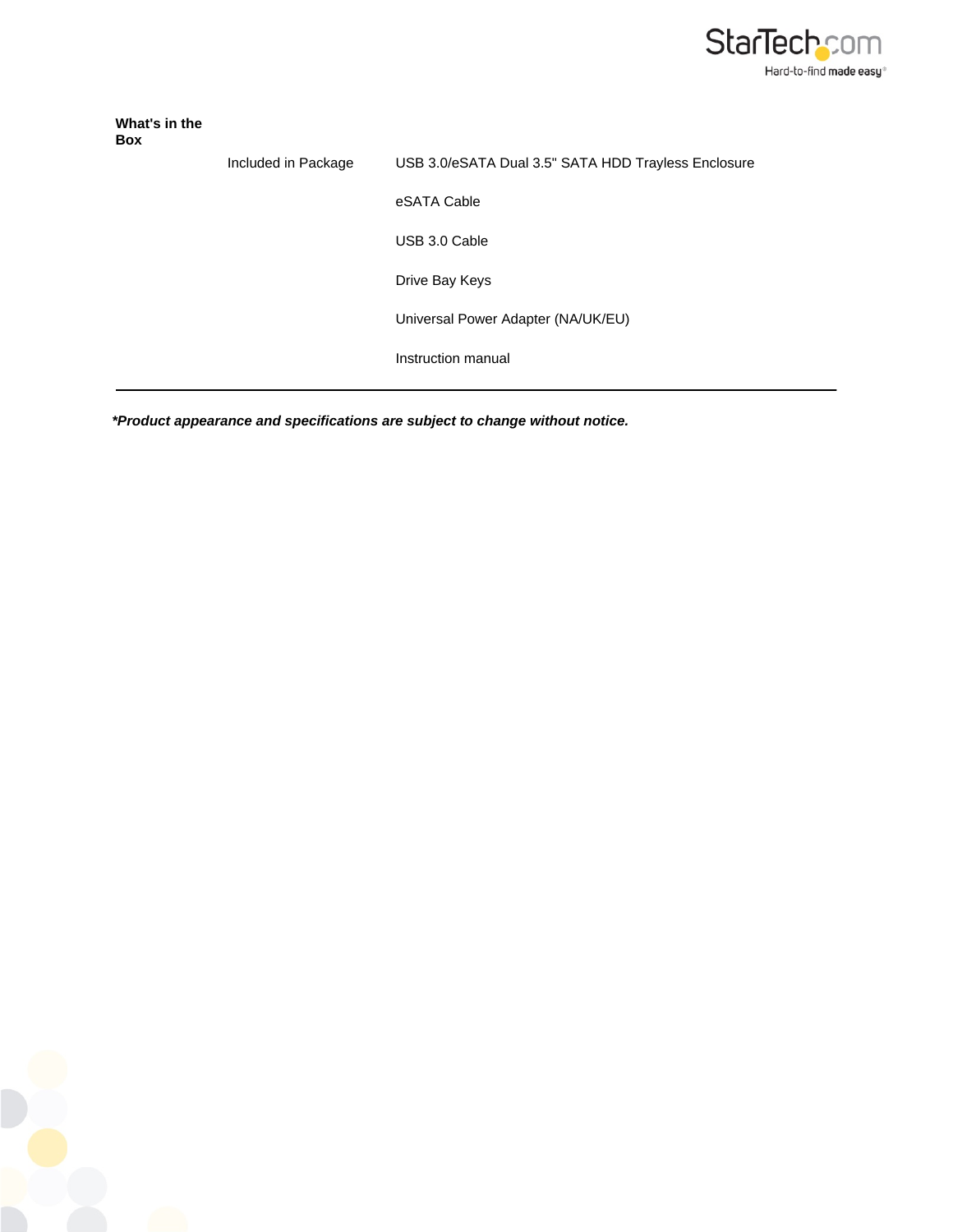**What's in the Box**

| | | |
|---|---|---|
| | Included in Package | USB 3.0/eSATA Dual 3.5" SATA HDD Trayless Enclosure |
| | | eSATA Cable |
| | | USB 3.0 Cable |
| | | Drive Bay Keys |
| | | Universal Power Adapter (NA/UK/EU) |
| | | Instruction manual |

***Product appearance and specifications are subject to change without notice.***